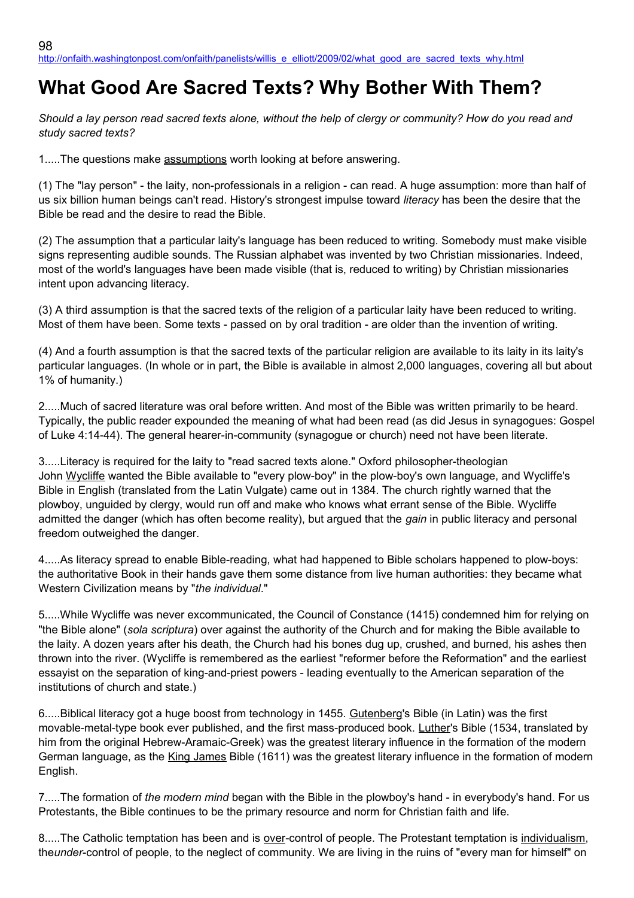http://onfaith.washingtonpost.com/onfaith/panelists/willis_e_elliott/2009/02/what_good_are_sacred_texts_why.html

# What Good Are Sacred Texts? Why Bother With Them?

*Should a lay person read sacred texts alone, without the help of clergy or community? How do you read and study sacred texts?*

1.....The questions make assumptions worth looking at before answering.

(1) The "lay person" - the laity, non-professionals in a religion - can read. A huge assumption: more than half of us six billion human beings can't read. History's strongest impulse toward *literacy* has been the desire that the Bible be read and the desire to read the Bible.

(2) The assumption that a particular laity's language has been reduced to writing. Somebody must make visible signs representing audible sounds. The Russian alphabet was invented by two Christian missionaries. Indeed, most of the world's languages have been made visible (that is, reduced to writing) by Christian missionaries intent upon advancing literacy.

(3) A third assumption is that the sacred texts of the religion of a particular laity have been reduced to writing. Most of them have been. Some texts - passed on by oral tradition - are older than the invention of writing.

(4) And a fourth assumption is that the sacred texts of the particular religion are available to its laity in its laity's particular languages. (In whole or in part, the Bible is available in almost 2,000 languages, covering all but about 1% of humanity.)

2.....Much of sacred literature was oral before written. And most of the Bible was written primarily to be heard. Typically, the public reader expounded the meaning of what had been read (as did Jesus in synagogues: Gospel of Luke 4:14-44). The general hearer-in-community (synagogue or church) need not have been literate.

3.....Literacy is required for the laity to "read sacred texts alone." Oxford philosopher-theologian John Wycliffe wanted the Bible available to "every plow-boy" in the plow-boy's own language, and Wycliffe's Bible in English (translated from the Latin Vulgate) came out in 1384. The church rightly warned that the plowboy, unguided by clergy, would run off and make who knows what errant sense of the Bible. Wycliffe admitted the danger (which has often become reality), but argued that the *gain* in public literacy and personal freedom outweighed the danger.

4.....As literacy spread to enable Bible-reading, what had happened to Bible scholars happened to plow-boys: the authoritative Book in their hands gave them some distance from live human authorities: they became what Western Civilization means by "*the individual*."

5.....While Wycliffe was never excommunicated, the Council of Constance (1415) condemned him for relying on "the Bible alone" (*sola scriptura*) over against the authority of the Church and for making the Bible available to the laity. A dozen years after his death, the Church had his bones dug up, crushed, and burned, his ashes then thrown into the river. (Wycliffe is remembered as the earliest "reformer before the Reformation" and the earliest essayist on the separation of king-and-priest powers - leading eventually to the American separation of the institutions of church and state.)

6.....Biblical literacy got a huge boost from technology in 1455. Gutenberg's Bible (in Latin) was the first movable-metal-type book ever published, and the first mass-produced book. Luther's Bible (1534, translated by him from the original Hebrew-Aramaic-Greek) was the greatest literary influence in the formation of the modern German language, as the King James Bible (1611) was the greatest literary influence in the formation of modern English.

7.....The formation of *the modern mind* began with the Bible in the plowboy's hand - in everybody's hand. For us Protestants, the Bible continues to be the primary resource and norm for Christian faith and life.

8.....The Catholic temptation has been and is over-control of people. The Protestant temptation is individualism, the*under*-control of people, to the neglect of community. We are living in the ruins of "every man for himself" on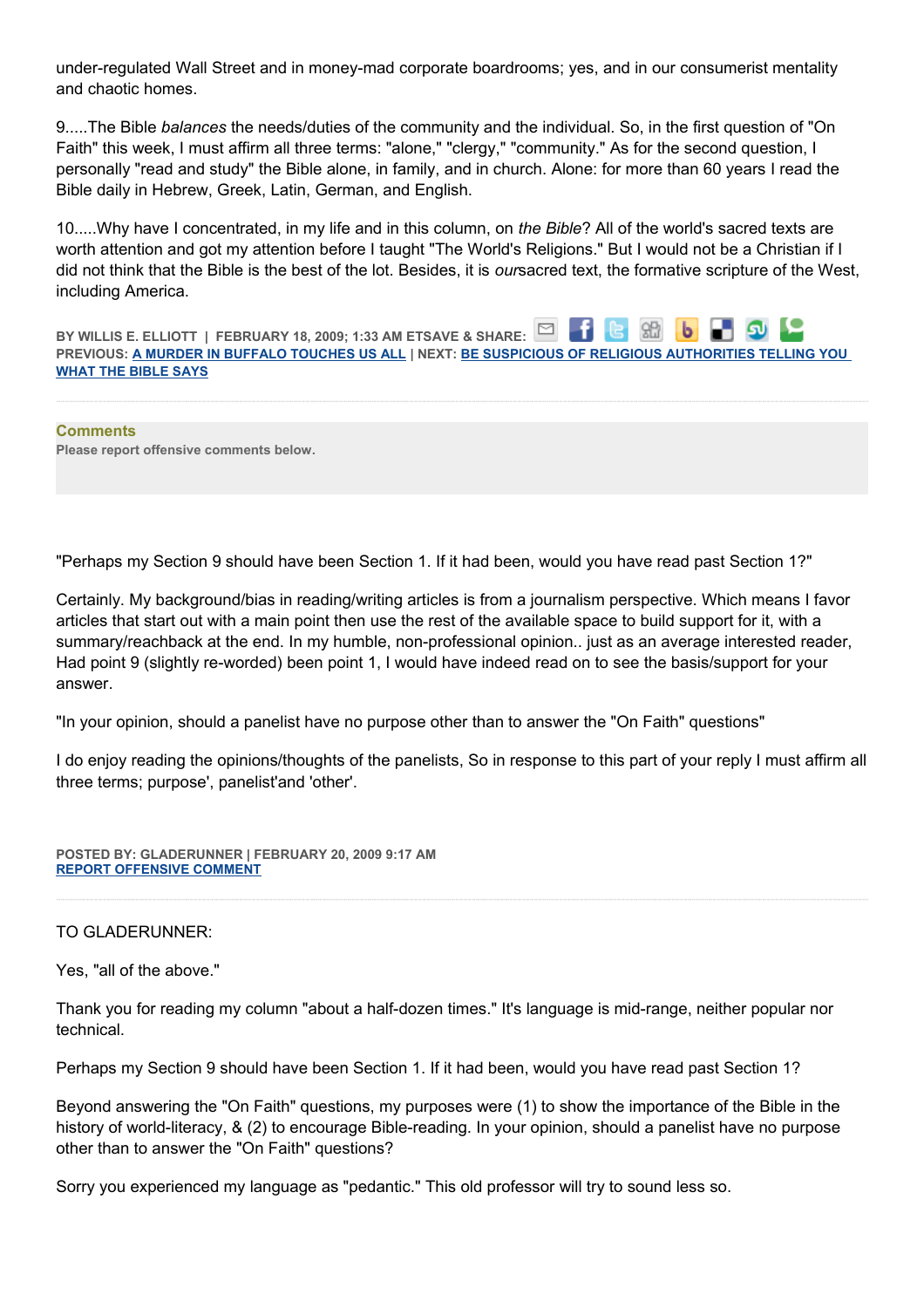under-regulated Wall Street and in money-mad corporate boardrooms; yes, and in our consumerist mentality and chaotic homes.

9.....The Bible *balances* the needs/duties of the community and the individual. So, in the first question of "On Faith" this week, I must affirm all three terms: "alone," "clergy," "community." As for the second question, I personally "read and study" the Bible alone, in family, and in church. Alone: for more than 60 years I read the Bible daily in Hebrew, Greek, Latin, German, and English.

10.....Why have I concentrated, in my life and in this column, on *the Bible*? All of the world's sacred texts are worth attention and got my attention before I taught "The World's Religions." But I would not be a Christian if I did not think that the Bible is the best of the lot. Besides, it is *our*sacred text, the formative scripture of the West, including America.

**BY WILLIS E. ELLIOTT | FEBRUARY 18, 2009; 1:33 AM ETSAVE & SHARE:**
**PREVIOUS: A MURDER IN BUFFALO TOUCHES US ALL | NEXT: BE SUSPICIOUS OF RELIGIOUS AUTHORITIES TELLING YOU WHAT THE BIBLE SAYS**

---

**Comments**
**Please report offensive comments below.**

"Perhaps my Section 9 should have been Section 1. If it had been, would you have read past Section 1?"

Certainly. My background/bias in reading/writing articles is from a journalism perspective. Which means I favor articles that start out with a main point then use the rest of the available space to build support for it, with a summary/reachback at the end. In my humble, non-professional opinion.. just as an average interested reader, Had point 9 (slightly re-worded) been point 1, I would have indeed read on to see the basis/support for your answer.

"In your opinion, should a panelist have no purpose other than to answer the "On Faith" questions"

I do enjoy reading the opinions/thoughts of the panelists, So in response to this part of your reply I must affirm all three terms; purpose', panelist'and 'other'.

**POSTED BY: GLADERUNNER | FEBRUARY 20, 2009 9:17 AM**
**REPORT OFFENSIVE COMMENT**

---

TO GLADERUNNER:

Yes, "all of the above."

Thank you for reading my column "about a half-dozen times." It's language is mid-range, neither popular nor technical.

Perhaps my Section 9 should have been Section 1. If it had been, would you have read past Section 1?

Beyond answering the "On Faith" questions, my purposes were (1) to show the importance of the Bible in the history of world-literacy, & (2) to encourage Bible-reading. In your opinion, should a panelist have no purpose other than to answer the "On Faith" questions?

Sorry you experienced my language as "pedantic." This old professor will try to sound less so.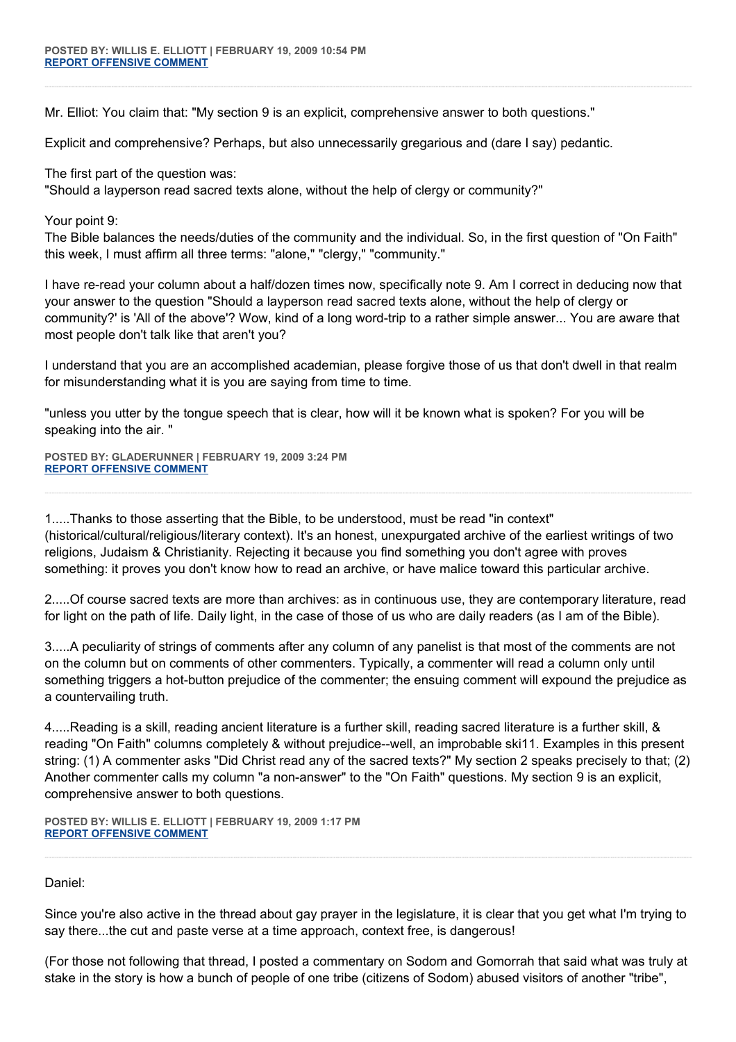**POSTED BY: WILLIS E. ELLIOTT | FEBRUARY 19, 2009 10:54 PM**
**REPORT OFFENSIVE COMMENT**

---

Mr. Elliot: You claim that: "My section 9 is an explicit, comprehensive answer to both questions."

Explicit and comprehensive? Perhaps, but also unnecessarily gregarious and (dare I say) pedantic.

The first part of the question was:
"Should a layperson read sacred texts alone, without the help of clergy or community?"

Your point 9:
The Bible balances the needs/duties of the community and the individual. So, in the first question of "On Faith" this week, I must affirm all three terms: "alone," "clergy," "community."

I have re-read your column about a half/dozen times now, specifically note 9. Am I correct in deducing now that your answer to the question "Should a layperson read sacred texts alone, without the help of clergy or community?' is 'All of the above'? Wow, kind of a long word-trip to a rather simple answer... You are aware that most people don't talk like that aren't you?

I understand that you are an accomplished academian, please forgive those of us that don't dwell in that realm for misunderstanding what it is you are saying from time to time.

"unless you utter by the tongue speech that is clear, how will it be known what is spoken? For you will be speaking into the air. "

**POSTED BY: GLADERUNNER | FEBRUARY 19, 2009 3:24 PM**
**REPORT OFFENSIVE COMMENT**

---

1.....Thanks to those asserting that the Bible, to be understood, must be read "in context" (historical/cultural/religious/literary context). It's an honest, unexpurgated archive of the earliest writings of two religions, Judaism & Christianity. Rejecting it because you find something you don't agree with proves something: it proves you don't know how to read an archive, or have malice toward this particular archive.

2.....Of course sacred texts are more than archives: as in continuous use, they are contemporary literature, read for light on the path of life. Daily light, in the case of those of us who are daily readers (as I am of the Bible).

3.....A peculiarity of strings of comments after any column of any panelist is that most of the comments are not on the column but on comments of other commenters. Typically, a commenter will read a column only until something triggers a hot-button prejudice of the commenter; the ensuing comment will expound the prejudice as a countervailing truth.

4.....Reading is a skill, reading ancient literature is a further skill, reading sacred literature is a further skill, & reading "On Faith" columns completely & without prejudice--well, an improbable ski11. Examples in this present string: (1) A commenter asks "Did Christ read any of the sacred texts?" My section 2 speaks precisely to that; (2) Another commenter calls my column "a non-answer" to the "On Faith" questions. My section 9 is an explicit, comprehensive answer to both questions.

**POSTED BY: WILLIS E. ELLIOTT | FEBRUARY 19, 2009 1:17 PM**
**REPORT OFFENSIVE COMMENT**

---

Daniel:

Since you're also active in the thread about gay prayer in the legislature, it is clear that you get what I'm trying to say there...the cut and paste verse at a time approach, context free, is dangerous!

(For those not following that thread, I posted a commentary on Sodom and Gomorrah that said what was truly at stake in the story is how a bunch of people of one tribe (citizens of Sodom) abused visitors of another "tribe",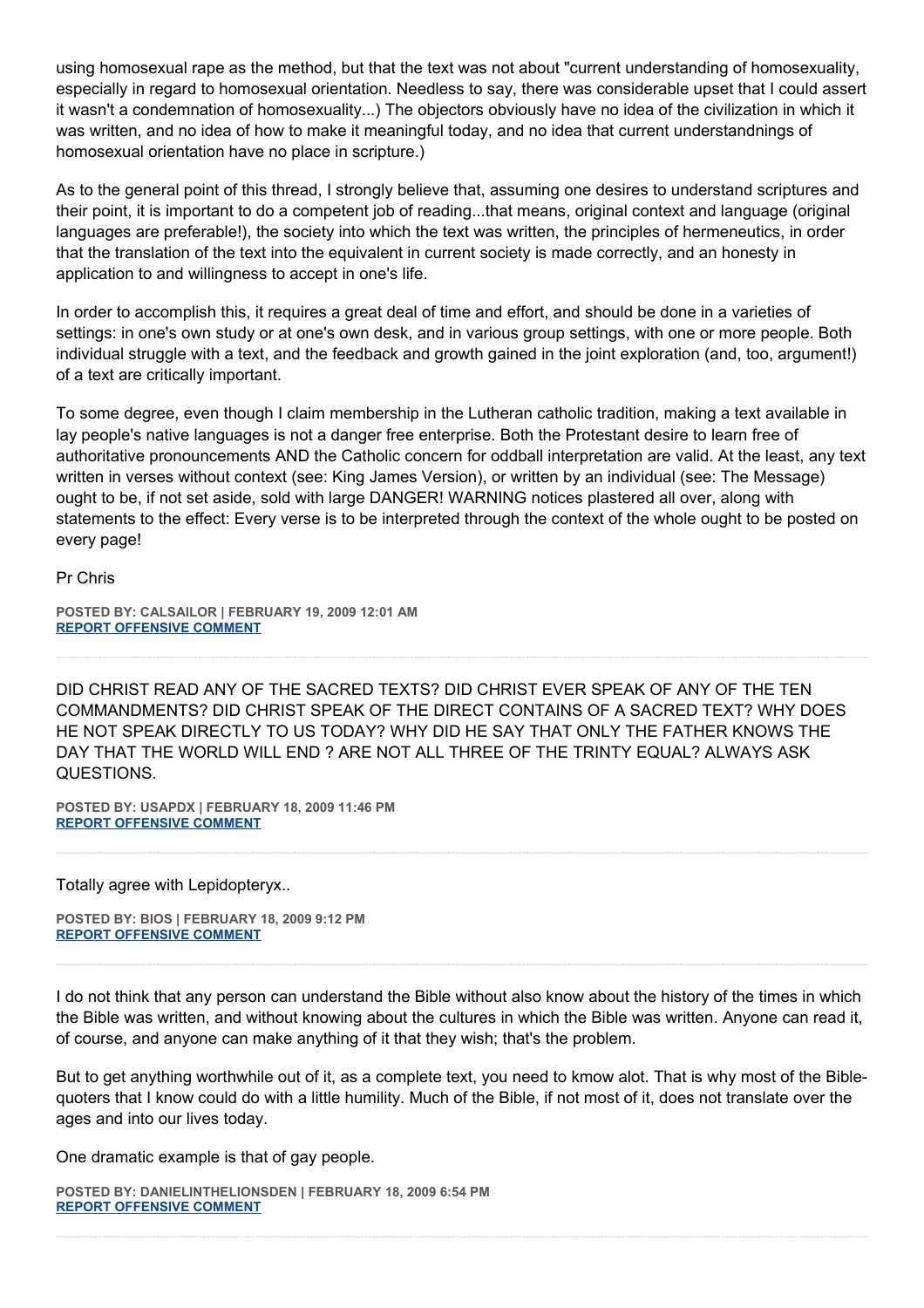using homosexual rape as the method, but that the text was not about "current understanding of homosexuality, especially in regard to homosexual orientation. Needless to say, there was considerable upset that I could assert it wasn't a condemnation of homosexuality...) The objectors obviously have no idea of the civilization in which it was written, and no idea of how to make it meaningful today, and no idea that current understandnings of homosexual orientation have no place in scripture.)

As to the general point of this thread, I strongly believe that, assuming one desires to understand scriptures and their point, it is important to do a competent job of reading...that means, original context and language (original languages are preferable!), the society into which the text was written, the principles of hermeneutics, in order that the translation of the text into the equivalent in current society is made correctly, and an honesty in application to and willingness to accept in one's life.

In order to accomplish this, it requires a great deal of time and effort, and should be done in a varieties of settings: in one's own study or at one's own desk, and in various group settings, with one or more people. Both individual struggle with a text, and the feedback and growth gained in the joint exploration (and, too, argument!) of a text are critically important.

To some degree, even though I claim membership in the Lutheran catholic tradition, making a text available in lay people's native languages is not a danger free enterprise. Both the Protestant desire to learn free of authoritative pronouncements AND the Catholic concern for oddball interpretation are valid. At the least, any text written in verses without context (see: King James Version), or written by an individual (see: The Message) ought to be, if not set aside, sold with large DANGER! WARNING notices plastered all over, along with statements to the effect: Every verse is to be interpreted through the context of the whole ought to be posted on every page!

Pr Chris

**POSTED BY: CALSAILOR | FEBRUARY 19, 2009 12:01 AM**
**REPORT OFFENSIVE COMMENT**

---

DID CHRIST READ ANY OF THE SACRED TEXTS? DID CHRIST EVER SPEAK OF ANY OF THE TEN COMMANDMENTS? DID CHRIST SPEAK OF THE DIRECT CONTAINS OF A SACRED TEXT? WHY DOES HE NOT SPEAK DIRECTLY TO US TODAY? WHY DID HE SAY THAT ONLY THE FATHER KNOWS THE DAY THAT THE WORLD WILL END ? ARE NOT ALL THREE OF THE TRINTY EQUAL? ALWAYS ASK QUESTIONS.

**POSTED BY: USAPDX | FEBRUARY 18, 2009 11:46 PM**
**REPORT OFFENSIVE COMMENT**

---

Totally agree with Lepidopteryx..

**POSTED BY: BIOS | FEBRUARY 18, 2009 9:12 PM**
**REPORT OFFENSIVE COMMENT**

---

I do not think that any person can understand the Bible without also know about the history of the times in which the Bible was written, and without knowing about the cultures in which the Bible was written. Anyone can read it, of course, and anyone can make anything of it that they wish; that's the problem.

But to get anything worthwhile out of it, as a complete text, you need to kmow alot. That is why most of the Bible-quoters that I know could do with a little humility. Much of the Bible, if not most of it, does not translate over the ages and into our lives today.

One dramatic example is that of gay people.

**POSTED BY: DANIELINTHELIONSDEN | FEBRUARY 18, 2009 6:54 PM**
**REPORT OFFENSIVE COMMENT**

---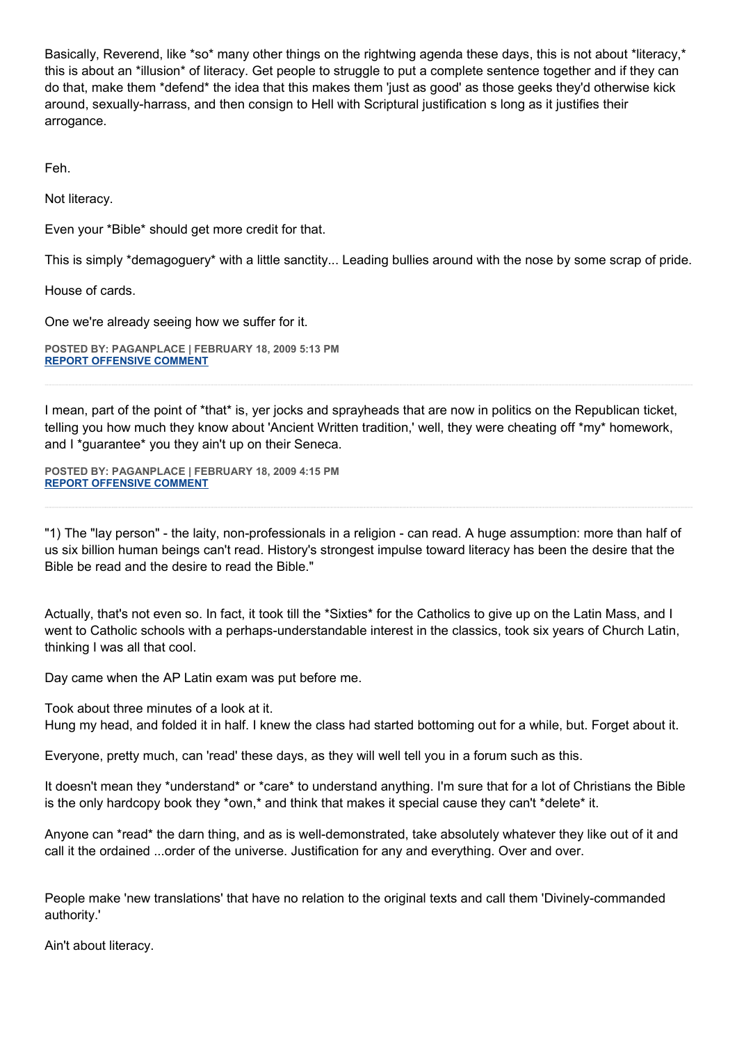Basically, Reverend, like *so* many other things on the rightwing agenda these days, this is not about *literacy,* this is about an *illusion* of literacy. Get people to struggle to put a complete sentence together and if they can do that, make them *defend* the idea that this makes them 'just as good' as those geeks they'd otherwise kick around, sexually-harrass, and then consign to Hell with Scriptural justification s long as it justifies their arrogance.

Feh.

Not literacy.

Even your *Bible* should get more credit for that.

This is simply *demagoguery* with a little sanctity... Leading bullies around with the nose by some scrap of pride.

House of cards.

One we're already seeing how we suffer for it.

**POSTED BY: PAGANPLACE | FEBRUARY 18, 2009 5:13 PM**
**REPORT OFFENSIVE COMMENT**

---

I mean, part of the point of *that* is, yer jocks and sprayheads that are now in politics on the Republican ticket, telling you how much they know about 'Ancient Written tradition,' well, they were cheating off *my* homework, and I *guarantee* you they ain't up on their Seneca.

**POSTED BY: PAGANPLACE | FEBRUARY 18, 2009 4:15 PM**
**REPORT OFFENSIVE COMMENT**

---

"1) The "lay person" - the laity, non-professionals in a religion - can read. A huge assumption: more than half of us six billion human beings can't read. History's strongest impulse toward literacy has been the desire that the Bible be read and the desire to read the Bible."

Actually, that's not even so. In fact, it took till the *Sixties* for the Catholics to give up on the Latin Mass, and I went to Catholic schools with a perhaps-understandable interest in the classics, took six years of Church Latin, thinking I was all that cool.

Day came when the AP Latin exam was put before me.

Took about three minutes of a look at it.
Hung my head, and folded it in half. I knew the class had started bottoming out for a while, but. Forget about it.

Everyone, pretty much, can 'read' these days, as they will well tell you in a forum such as this.

It doesn't mean they *understand* or *care* to understand anything. I'm sure that for a lot of Christians the Bible is the only hardcopy book they *own,* and think that makes it special cause they can't *delete* it.

Anyone can *read* the darn thing, and as is well-demonstrated, take absolutely whatever they like out of it and call it the ordained ...order of the universe. Justification for any and everything. Over and over.

People make 'new translations' that have no relation to the original texts and call them 'Divinely-commanded authority.'

Ain't about literacy.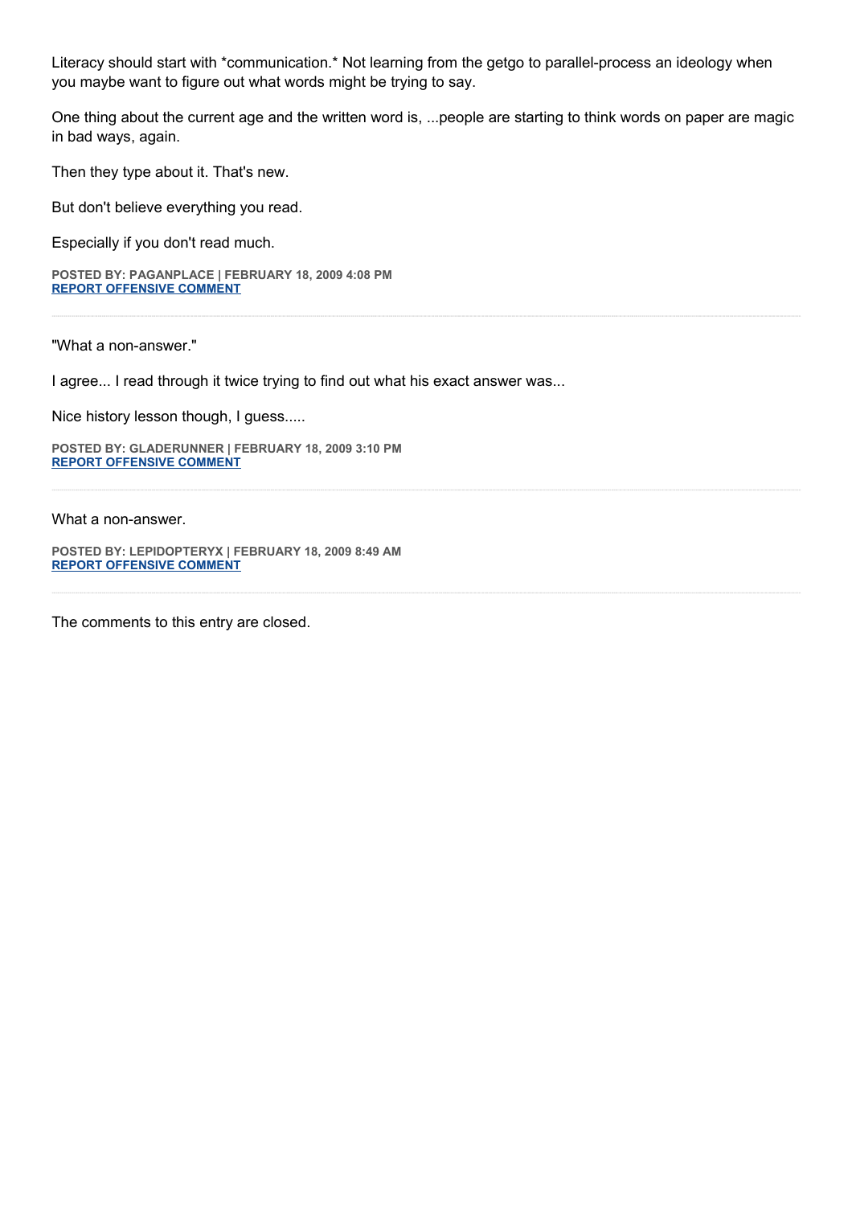Literacy should start with *communication.* Not learning from the getgo to parallel-process an ideology when you maybe want to figure out what words might be trying to say.

One thing about the current age and the written word is, ...people are starting to think words on paper are magic in bad ways, again.

Then they type about it. That's new.

But don't believe everything you read.

Especially if you don't read much.

**POSTED BY: PAGANPLACE | FEBRUARY 18, 2009 4:08 PM**
**REPORT OFFENSIVE COMMENT**

---

"What a non-answer."

I agree... I read through it twice trying to find out what his exact answer was...

Nice history lesson though, I guess.....

**POSTED BY: GLADERUNNER | FEBRUARY 18, 2009 3:10 PM**
**REPORT OFFENSIVE COMMENT**

---

What a non-answer.

**POSTED BY: LEPIDOPTERYX | FEBRUARY 18, 2009 8:49 AM**
**REPORT OFFENSIVE COMMENT**

---

The comments to this entry are closed.